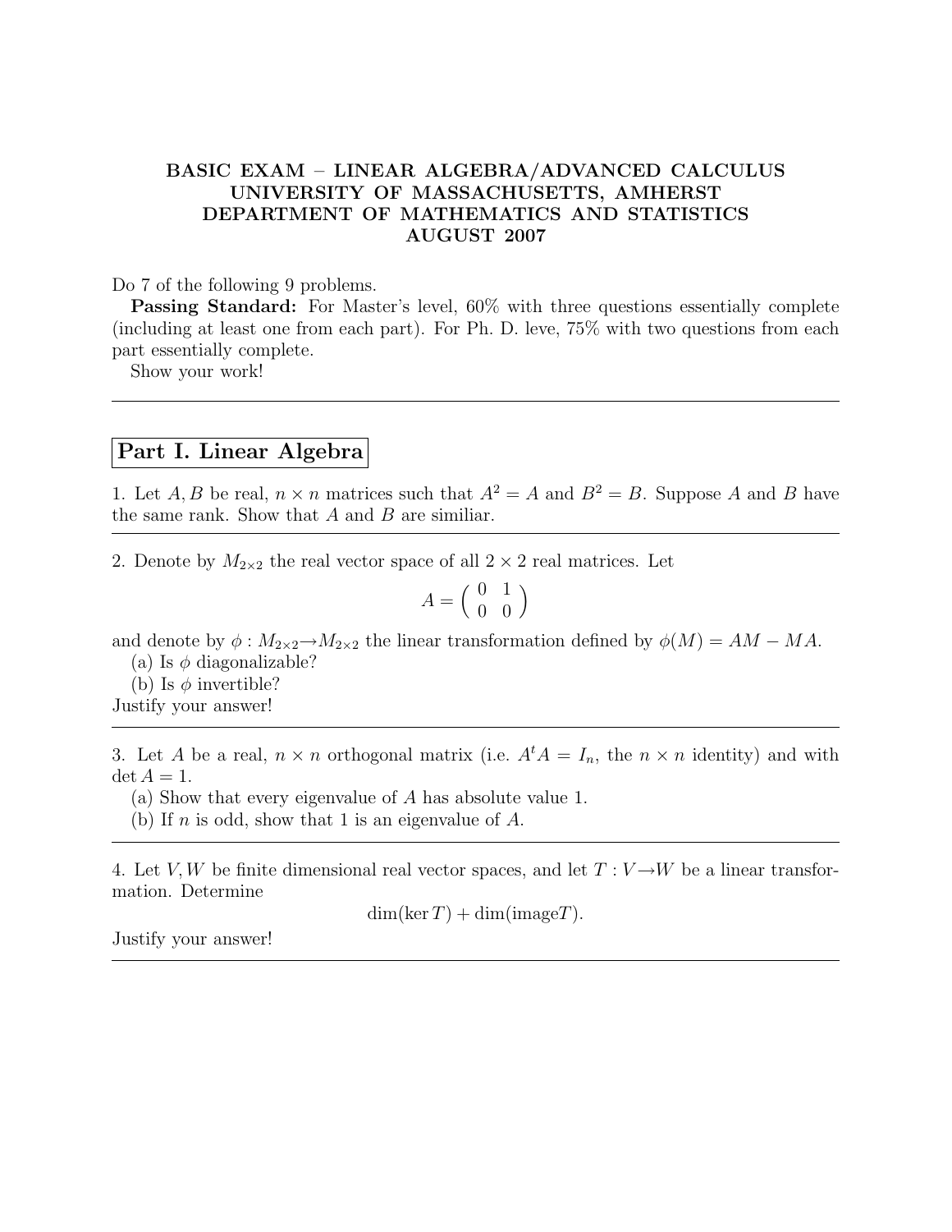# BASIC EXAM – LINEAR ALGEBRA/ADVANCED CALCULUS
# UNIVERSITY OF MASSACHUSETTS, AMHERST
# DEPARTMENT OF MATHEMATICS AND STATISTICS
# AUGUST 2007

Do 7 of the following 9 problems.

**Passing Standard:** For Master's level, 60% with three questions essentially complete (including at least one from each part). For Ph. D. leve, 75% with two questions from each part essentially complete.

Show your work!

---

## Part I. Linear Algebra

1. Let $A, B$ be real, $n \times n$ matrices such that $A^2 = A$ and $B^2 = B$. Suppose $A$ and $B$ have the same rank. Show that $A$ and $B$ are similiar.

---

2. Denote by $M_{2\times 2}$ the real vector space of all $2 \times 2$ real matrices. Let

$$A = \begin{pmatrix} 0 & 1 \\ 0 & 0 \end{pmatrix}$$

and denote by $\phi : M_{2\times 2} \to M_{2\times 2}$ the linear transformation defined by $\phi(M) = AM - MA$.

(a) Is $\phi$ diagonalizable?

(b) Is $\phi$ invertible?

Justify your answer!

---

3. Let $A$ be a real, $n \times n$ orthogonal matrix (i.e. $A^t A = I_n$, the $n \times n$ identity) and with $\det A = 1$.

(a) Show that every eigenvalue of $A$ has absolute value 1.

(b) If $n$ is odd, show that 1 is an eigenvalue of $A$.

---

4. Let $V, W$ be finite dimensional real vector spaces, and let $T : V \to W$ be a linear transformation. Determine

$$\dim(\ker T) + \dim(\text{image} T).$$

Justify your answer!

---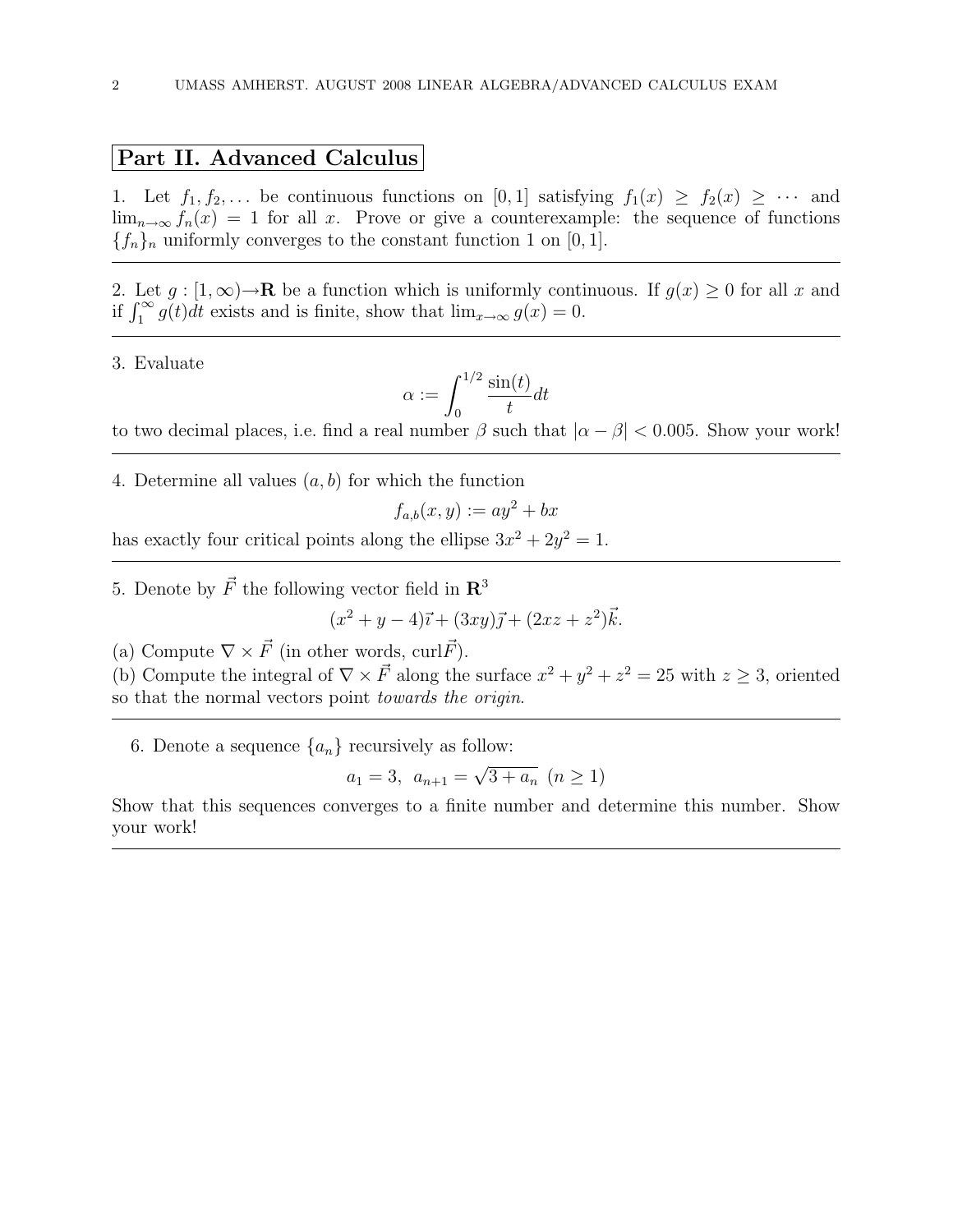## Part II. Advanced Calculus

1. Let $f_1, f_2, \ldots$ be continuous functions on $[0,1]$ satisfying $f_1(x) \geq f_2(x) \geq \cdots$ and $\lim_{n\to\infty} f_n(x) = 1$ for all $x$. Prove or give a counterexample: the sequence of functions $\{f_n\}_n$ uniformly converges to the constant function 1 on $[0,1]$.

---

2. Let $g : [1,\infty)\to\mathbf{R}$ be a function which is uniformly continuous. If $g(x) \geq 0$ for all $x$ and if $\int_1^\infty g(t)dt$ exists and is finite, show that $\lim_{x\to\infty} g(x) = 0$.

---

3. Evaluate

$$\alpha := \int_0^{1/2} \frac{\sin(t)}{t} dt$$

to two decimal places, i.e. find a real number $\beta$ such that $|\alpha - \beta| < 0.005$. Show your work!

---

4. Determine all values $(a, b)$ for which the function

$$f_{a,b}(x, y) := ay^2 + bx$$

has exactly four critical points along the ellipse $3x^2 + 2y^2 = 1$.

---

5. Denote by $\vec{F}$ the following vector field in $\mathbf{R}^3$

$$(x^2 + y - 4)\vec{\imath} + (3xy)\vec{\jmath} + (2xz + z^2)\vec{k}.$$

(a) Compute $\nabla \times \vec{F}$ (in other words, curl$\vec{F}$).

(b) Compute the integral of $\nabla \times \vec{F}$ along the surface $x^2 + y^2 + z^2 = 25$ with $z \geq 3$, oriented so that the normal vectors point *towards the origin*.

---

6. Denote a sequence $\{a_n\}$ recursively as follow:

$$a_1 = 3, \ \ a_{n+1} = \sqrt{3 + a_n} \ \ (n \geq 1)$$

Show that this sequences converges to a finite number and determine this number. Show your work!

---